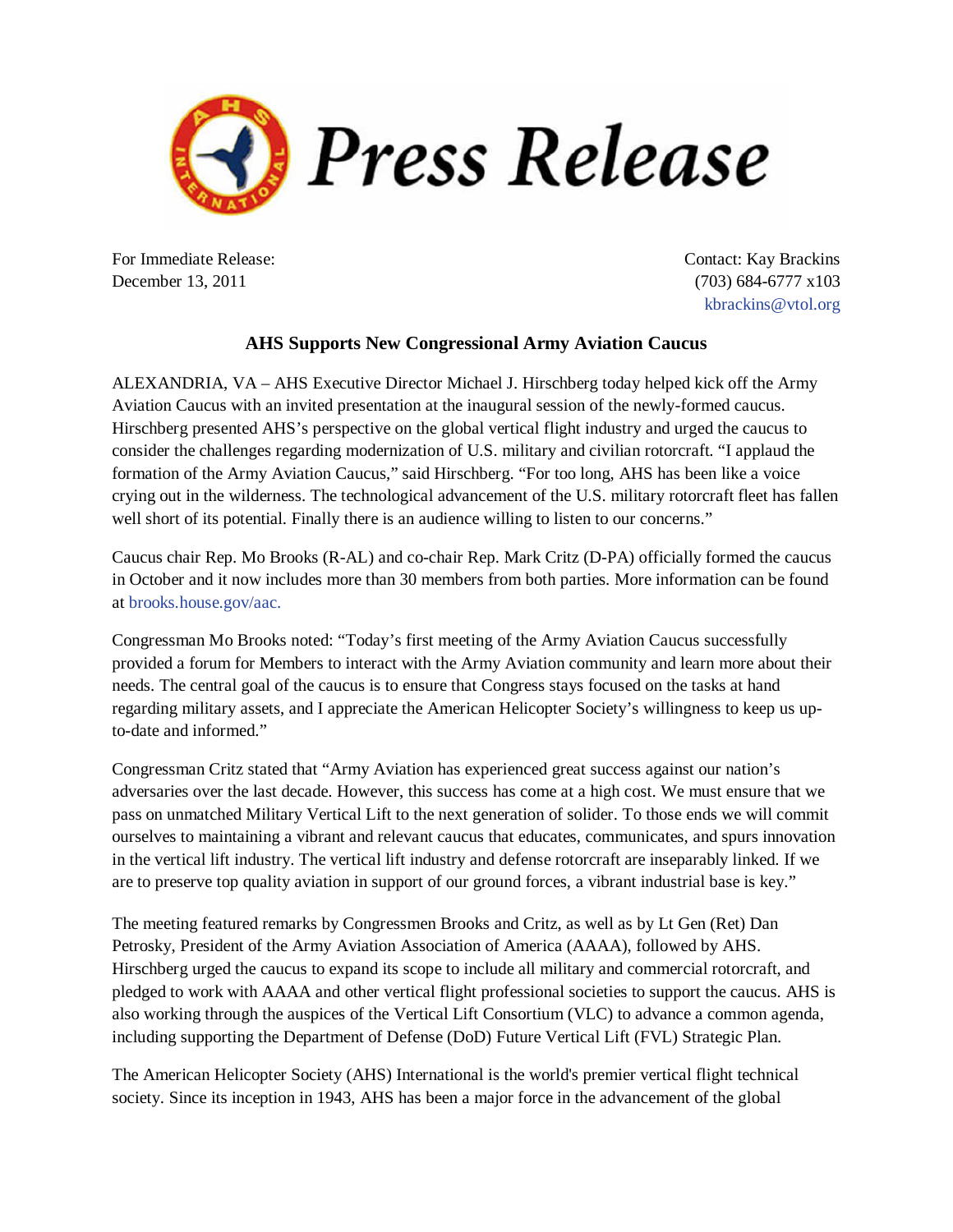# Press Release

For Immediate Release:
December 13, 2011

Contact: Kay Brackins
(703) 684-6777 x103
kbrackins@vtol.org

## AHS Supports New Congressional Army Aviation Caucus

ALEXANDRIA, VA – AHS Executive Director Michael J. Hirschberg today helped kick off the Army Aviation Caucus with an invited presentation at the inaugural session of the newly-formed caucus. Hirschberg presented AHS's perspective on the global vertical flight industry and urged the caucus to consider the challenges regarding modernization of U.S. military and civilian rotorcraft. "I applaud the formation of the Army Aviation Caucus," said Hirschberg. "For too long, AHS has been like a voice crying out in the wilderness. The technological advancement of the U.S. military rotorcraft fleet has fallen well short of its potential. Finally there is an audience willing to listen to our concerns."

Caucus chair Rep. Mo Brooks (R-AL) and co-chair Rep. Mark Critz (D-PA) officially formed the caucus in October and it now includes more than 30 members from both parties. More information can be found at brooks.house.gov/aac.

Congressman Mo Brooks noted: "Today's first meeting of the Army Aviation Caucus successfully provided a forum for Members to interact with the Army Aviation community and learn more about their needs. The central goal of the caucus is to ensure that Congress stays focused on the tasks at hand regarding military assets, and I appreciate the American Helicopter Society's willingness to keep us up-to-date and informed."

Congressman Critz stated that "Army Aviation has experienced great success against our nation's adversaries over the last decade. However, this success has come at a high cost. We must ensure that we pass on unmatched Military Vertical Lift to the next generation of solider. To those ends we will commit ourselves to maintaining a vibrant and relevant caucus that educates, communicates, and spurs innovation in the vertical lift industry. The vertical lift industry and defense rotorcraft are inseparably linked. If we are to preserve top quality aviation in support of our ground forces, a vibrant industrial base is key."

The meeting featured remarks by Congressmen Brooks and Critz, as well as by Lt Gen (Ret) Dan Petrosky, President of the Army Aviation Association of America (AAAA), followed by AHS. Hirschberg urged the caucus to expand its scope to include all military and commercial rotorcraft, and pledged to work with AAAA and other vertical flight professional societies to support the caucus. AHS is also working through the auspices of the Vertical Lift Consortium (VLC) to advance a common agenda, including supporting the Department of Defense (DoD) Future Vertical Lift (FVL) Strategic Plan.

The American Helicopter Society (AHS) International is the world's premier vertical flight technical society. Since its inception in 1943, AHS has been a major force in the advancement of the global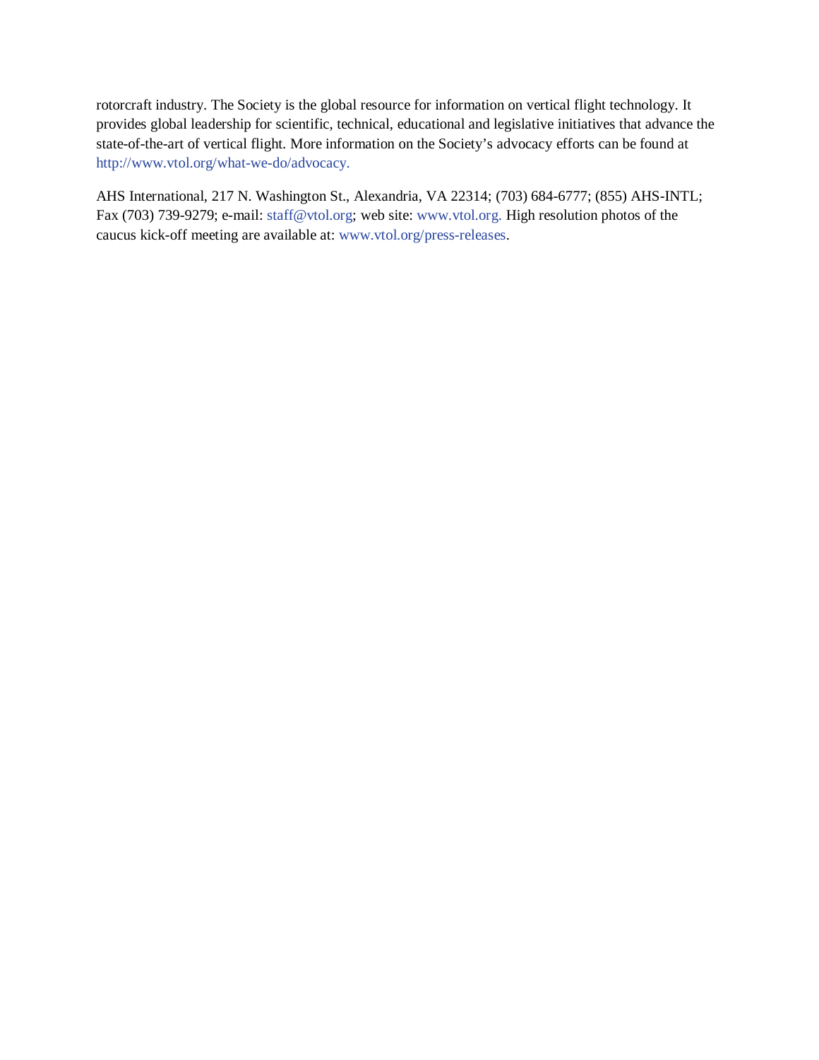rotorcraft industry. The Society is the global resource for information on vertical flight technology. It provides global leadership for scientific, technical, educational and legislative initiatives that advance the state-of-the-art of vertical flight. More information on the Society's advocacy efforts can be found at http://www.vtol.org/what-we-do/advocacy.

AHS International, 217 N. Washington St., Alexandria, VA 22314; (703) 684-6777; (855) AHS-INTL; Fax (703) 739-9279; e-mail: staff@vtol.org; web site: www.vtol.org. High resolution photos of the caucus kick-off meeting are available at: www.vtol.org/press-releases.